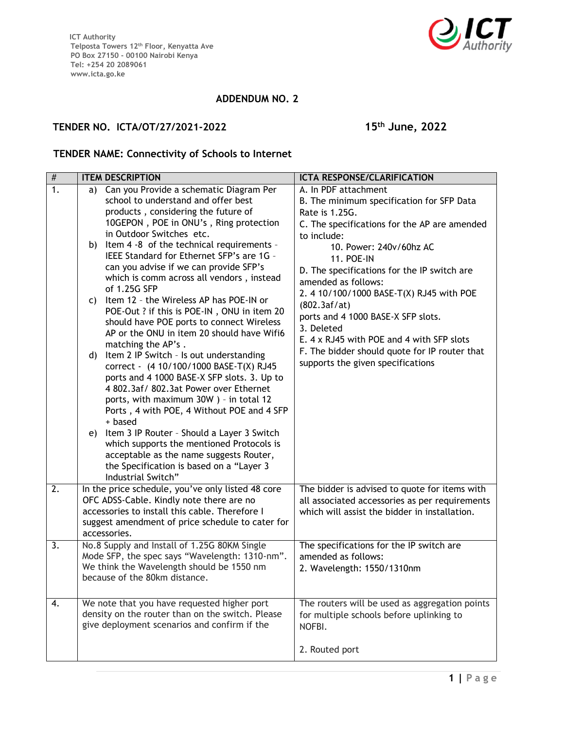ICT Authority
Telposta Towers 12th Floor, Kenyatta Ave
PO Box 27150 - 00100 Nairobi Kenya
Tel: +254 20 2089061
www.icta.go.ke

## ADDENDUM NO. 2

**TENDER NO. ICTA/OT/27/2021-2022** **15th June, 2022**

**TENDER NAME: Connectivity of Schools to Internet**

| # | ITEM DESCRIPTION | ICTA RESPONSE/CLARIFICATION |
|---|---|---|
| 1. | a) Can you Provide a schematic Diagram Per school to understand and offer best products , considering the future of 10GEPON , POE in ONU's , Ring protection in Outdoor Switches etc.<br>b) Item 4 -8 of the technical requirements – IEEE Standard for Ethernet SFP's are 1G – can you advise if we can provide SFP's which is comm across all vendors , instead of 1.25G SFP<br>c) Item 12 – the Wireless AP has POE-IN or POE-Out ? if this is POE-IN , ONU in item 20 should have POE ports to connect Wireless AP or the ONU in item 20 should have Wifi6 matching the AP's .<br>d) Item 2 IP Switch – Is out understanding correct - (4 10/100/1000 BASE-T(X) RJ45 ports and 4 1000 BASE-X SFP slots. 3. Up to 4 802.3af/ 802.3at Power over Ethernet ports, with maximum 30W ) – in total 12 Ports , 4 with POE, 4 Without POE and 4 SFP + based<br>e) Item 3 IP Router – Should a Layer 3 Switch which supports the mentioned Protocols is acceptable as the name suggests Router, the Specification is based on a "Layer 3 Industrial Switch" | A. In PDF attachment<br>B. The minimum specification for SFP Data Rate is 1.25G.<br>C. The specifications for the AP are amended to include:<br>10. Power: 240v/60hz AC<br>11. POE-IN<br>D. The specifications for the IP switch are amended as follows:<br>2. 4 10/100/1000 BASE-T(X) RJ45 with POE (802.3af/at)<br>ports and 4 1000 BASE-X SFP slots.<br>3. Deleted<br>E. 4 x RJ45 with POE and 4 with SFP slots<br>F. The bidder should quote for IP router that supports the given specifications |
| 2. | In the price schedule, you've only listed 48 core OFC ADSS-Cable. Kindly note there are no accessories to install this cable. Therefore I suggest amendment of price schedule to cater for accessories. | The bidder is advised to quote for items with all associated accessories as per requirements which will assist the bidder in installation. |
| 3. | No.8 Supply and Install of 1.25G 80KM Single Mode SFP, the spec says "Wavelength: 1310-nm". We think the Wavelength should be 1550 nm because of the 80km distance. | The specifications for the IP switch are amended as follows:<br>2. Wavelength: 1550/1310nm |
| 4. | We note that you have requested higher port density on the router than on the switch. Please give deployment scenarios and confirm if the | The routers will be used as aggregation points for multiple schools before uplinking to NOFBI.<br><br>2. Routed port |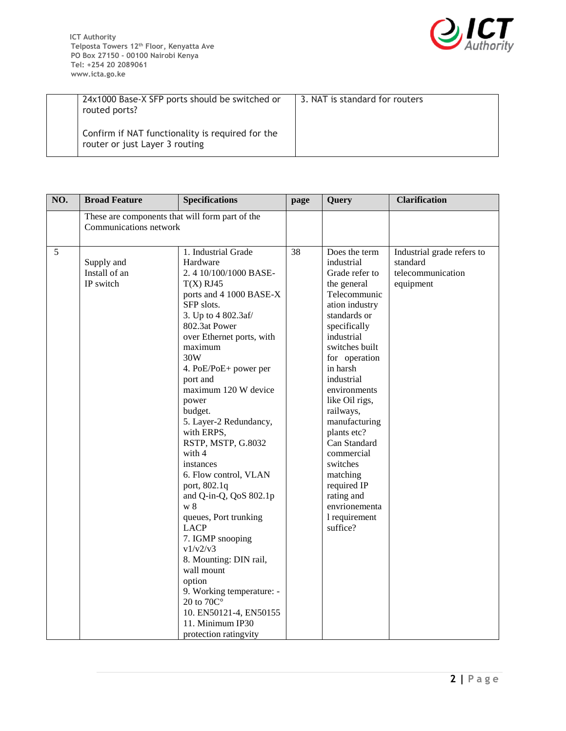ICT Authority
Telposta Towers 12th Floor, Kenyatta Ave
PO Box 27150 - 00100 Nairobi Kenya
Tel: +254 20 2089061
www.icta.go.ke

| | | |
|---|---|---|
| | 24x1000 Base-X SFP ports should be switched or routed ports?<br><br>Confirm if NAT functionality is required for the router or just Layer 3 routing | 3. NAT is standard for routers |

| NO. | Broad Feature | Specifications | page | Query | Clarification |
|---|---|---|---|---|---|
| | These are components that will form part of the Communications network | | | | |
| 5 | Supply and Install of an IP switch | 1. Industrial Grade Hardware<br>2. 4 10/100/1000 BASE-T(X) RJ45 ports and 4 1000 BASE-X SFP slots.<br>3. Up to 4 802.3af/ 802.3at Power over Ethernet ports, with maximum 30W<br>4. PoE/PoE+ power per port and maximum 120 W device power budget.<br>5. Layer-2 Redundancy, with ERPS, RSTP, MSTP, G.8032 with 4 instances<br>6. Flow control, VLAN port, 802.1q and Q-in-Q, QoS 802.1p w 8 queues, Port trunking LACP<br>7. IGMP snooping v1/v2/v3<br>8. Mounting: DIN rail, wall mount option<br>9. Working temperature: -20 to 70C°<br>10. EN50121-4, EN50155<br>11. Minimum IP30 protection ratingvity | 38 | Does the term industrial Grade refer to the general Telecommunication industry standards or specifically industrial switches built for operation in harsh industrial environments like Oil rigs, railways, manufacturing plants etc? Can Standard commercial switches matching required IP rating and envrionemental requirement suffice? | Industrial grade refers to standard telecommunication equipment |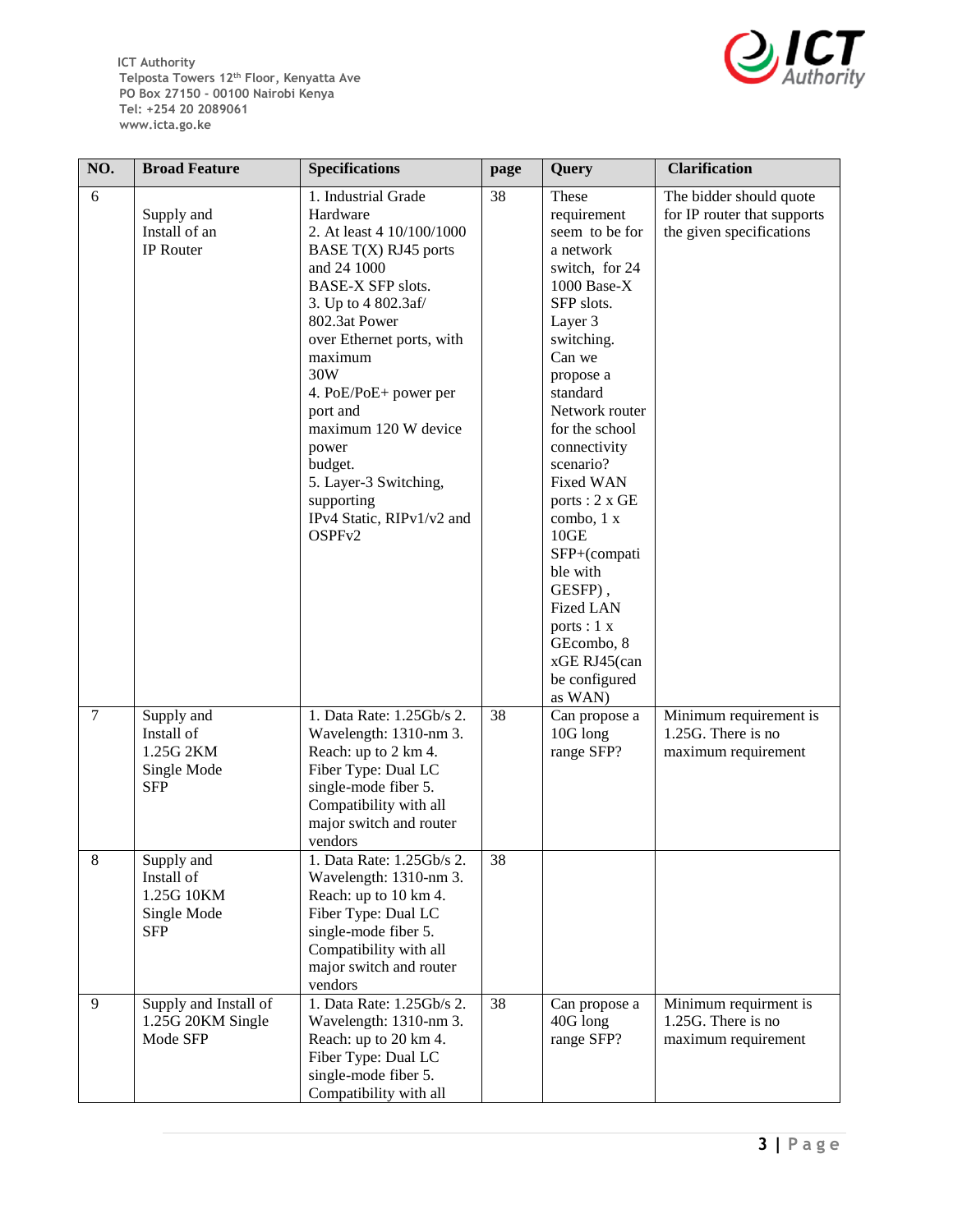ICT Authority
Telposta Towers 12th Floor, Kenyatta Ave
PO Box 27150 - 00100 Nairobi Kenya
Tel: +254 20 2089061
www.icta.go.ke

| NO. | Broad Feature | Specifications | page | Query | Clarification |
|---|---|---|---|---|---|
| 6 | Supply and Install of an IP Router | 1. Industrial Grade Hardware 2. At least 4 10/100/1000 BASE T(X) RJ45 ports and 24 1000 BASE-X SFP slots. 3. Up to 4 802.3af/ 802.3at Power over Ethernet ports, with maximum 30W 4. PoE/PoE+ power per port and maximum 120 W device power budget. 5. Layer-3 Switching, supporting IPv4 Static, RIPv1/v2 and OSPFv2 | 38 | These requirement seem to be for a network switch, for 24 1000 Base-X SFP slots. Layer 3 switching. Can we propose a standard Network router for the school connectivity scenario? Fixed WAN ports : 2 x GE combo, 1 x 10GE SFP+(compatible with GESFP) , Fized LAN ports : 1 x GEcombo, 8 xGE RJ45(can be configured as WAN) | The bidder should quote for IP router that supports the given specifications |
| 7 | Supply and Install of 1.25G 2KM Single Mode SFP | 1. Data Rate: 1.25Gb/s 2. Wavelength: 1310-nm 3. Reach: up to 2 km 4. Fiber Type: Dual LC single-mode fiber 5. Compatibility with all major switch and router vendors | 38 | Can propose a 10G long range SFP? | Minimum requirement is 1.25G. There is no maximum requirement |
| 8 | Supply and Install of 1.25G 10KM Single Mode SFP | 1. Data Rate: 1.25Gb/s 2. Wavelength: 1310-nm 3. Reach: up to 10 km 4. Fiber Type: Dual LC single-mode fiber 5. Compatibility with all major switch and router vendors | 38 | | |
| 9 | Supply and Install of 1.25G 20KM Single Mode SFP | 1. Data Rate: 1.25Gb/s 2. Wavelength: 1310-nm 3. Reach: up to 20 km 4. Fiber Type: Dual LC single-mode fiber 5. Compatibility with all | 38 | Can propose a 40G long range SFP? | Minimum requirment is 1.25G. There is no maximum requirement |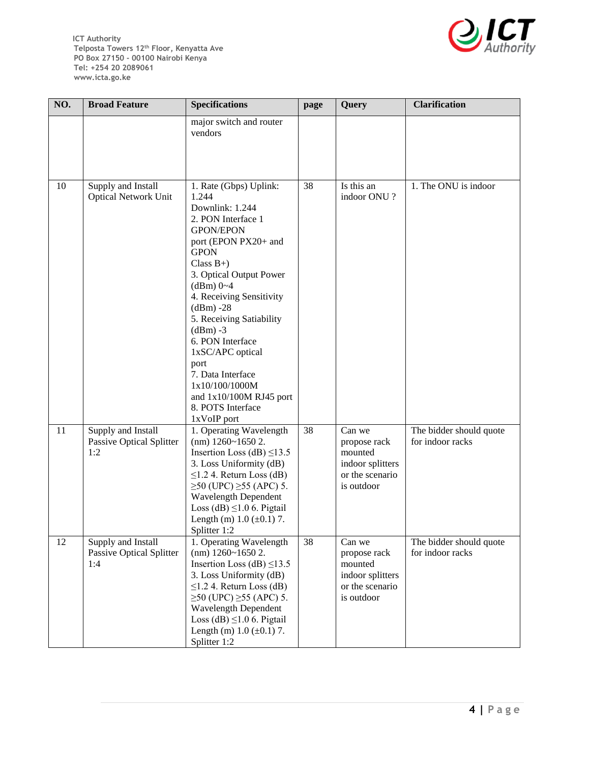| NO. | Broad Feature | Specifications | page | Query | Clarification |
|---|---|---|---|---|---|
| | | major switch and router vendors | | | |
| 10 | Supply and Install Optical Network Unit | 1. Rate (Gbps) Uplink: 1.244 Downlink: 1.244 2. PON Interface 1 GPON/EPON port (EPON PX20+ and GPON Class B+) 3. Optical Output Power (dBm) 0~4 4. Receiving Sensitivity (dBm) -28 5. Receiving Satiability (dBm) -3 6. PON Interface 1xSC/APC optical port 7. Data Interface 1x10/100/1000M and 1x10/100M RJ45 port 8. POTS Interface 1xVoIP port | 38 | Is this an indoor ONU ? | 1. The ONU is indoor |
| 11 | Supply and Install Passive Optical Splitter 1:2 | 1. Operating Wavelength (nm) 1260~1650 2. Insertion Loss (dB) ≤13.5 3. Loss Uniformity (dB) ≤1.2 4. Return Loss (dB) ≥50 (UPC) ≥55 (APC) 5. Wavelength Dependent Loss (dB) ≤1.0 6. Pigtail Length (m) 1.0 (±0.1) 7. Splitter 1:2 | 38 | Can we propose rack mounted indoor splitters or the scenario is outdoor | The bidder should quote for indoor racks |
| 12 | Supply and Install Passive Optical Splitter 1:4 | 1. Operating Wavelength (nm) 1260~1650 2. Insertion Loss (dB) ≤13.5 3. Loss Uniformity (dB) ≤1.2 4. Return Loss (dB) ≥50 (UPC) ≥55 (APC) 5. Wavelength Dependent Loss (dB) ≤1.0 6. Pigtail Length (m) 1.0 (±0.1) 7. Splitter 1:2 | 38 | Can we propose rack mounted indoor splitters or the scenario is outdoor | The bidder should quote for indoor racks |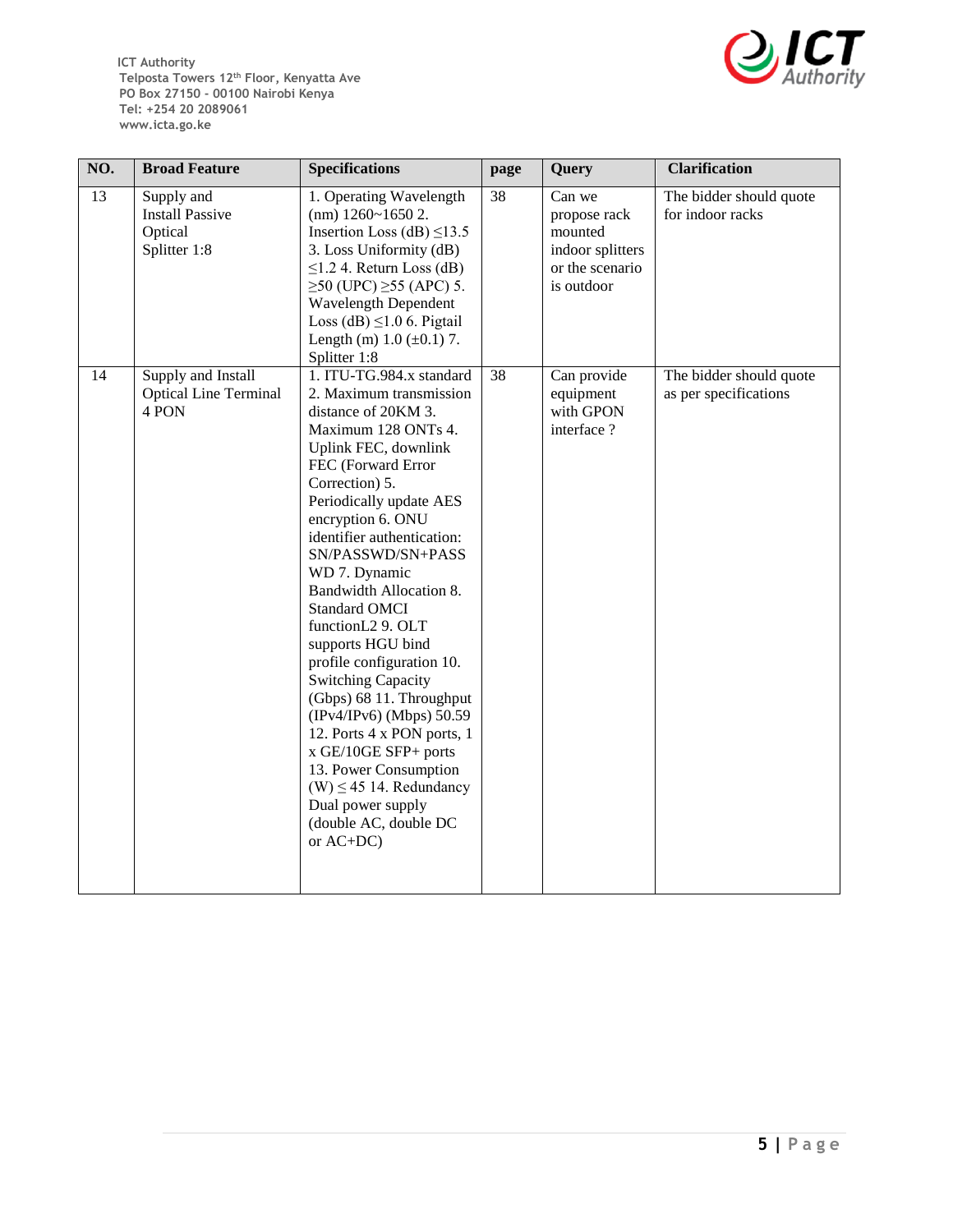ICT Authority
Telposta Towers 12th Floor, Kenyatta Ave
PO Box 27150 - 00100 Nairobi Kenya
Tel: +254 20 2089061
www.icta.go.ke

| NO. | Broad Feature | Specifications | page | Query | Clarification |
|---|---|---|---|---|---|
| 13 | Supply and Install Passive Optical Splitter 1:8 | 1. Operating Wavelength (nm) 1260~1650 2. Insertion Loss (dB) ≤13.5 3. Loss Uniformity (dB) ≤1.2 4. Return Loss (dB) ≥50 (UPC) ≥55 (APC) 5. Wavelength Dependent Loss (dB) ≤1.0 6. Pigtail Length (m) 1.0 (±0.1) 7. Splitter 1:8 | 38 | Can we propose rack mounted indoor splitters or the scenario is outdoor | The bidder should quote for indoor racks |
| 14 | Supply and Install Optical Line Terminal 4 PON | 1. ITU-TG.984.x standard 2. Maximum transmission distance of 20KM 3. Maximum 128 ONTs 4. Uplink FEC, downlink FEC (Forward Error Correction) 5. Periodically update AES encryption 6. ONU identifier authentication: SN/PASSWD/SN+PASSWD 7. Dynamic Bandwidth Allocation 8. Standard OMCI functionL2 9. OLT supports HGU bind profile configuration 10. Switching Capacity (Gbps) 68 11. Throughput (IPv4/IPv6) (Mbps) 50.59 12. Ports 4 x PON ports, 1 x GE/10GE SFP+ ports 13. Power Consumption (W) ≤ 45 14. Redundancy Dual power supply (double AC, double DC or AC+DC) | 38 | Can provide equipment with GPON interface ? | The bidder should quote as per specifications |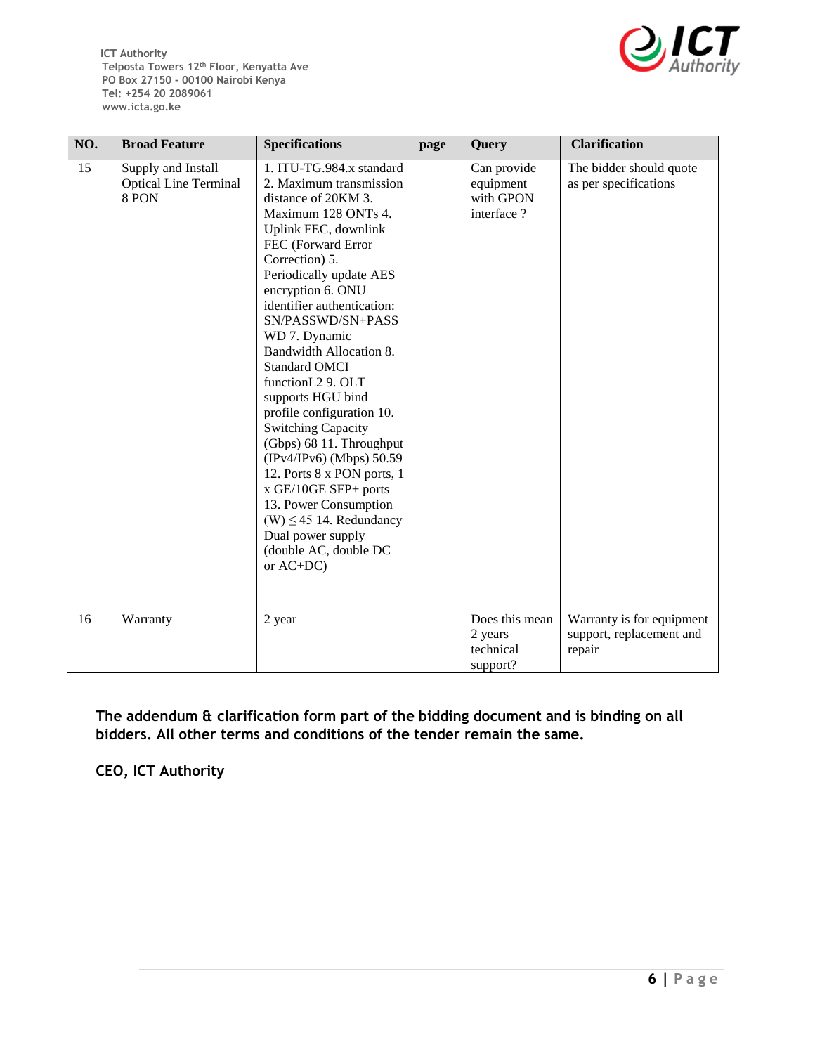ICT Authority
Telposta Towers 12th Floor, Kenyatta Ave
PO Box 27150 - 00100 Nairobi Kenya
Tel: +254 20 2089061
www.icta.go.ke

| NO. | Broad Feature | Specifications | page | Query | Clarification |
|---|---|---|---|---|---|
| 15 | Supply and Install Optical Line Terminal 8 PON | 1. ITU-TG.984.x standard 2. Maximum transmission distance of 20KM 3. Maximum 128 ONTs 4. Uplink FEC, downlink FEC (Forward Error Correction) 5. Periodically update AES encryption 6. ONU identifier authentication: SN/PASSWD/SN+PASSWD 7. Dynamic Bandwidth Allocation 8. Standard OMCI functionL2 9. OLT supports HGU bind profile configuration 10. Switching Capacity (Gbps) 68 11. Throughput (IPv4/IPv6) (Mbps) 50.59 12. Ports 8 x PON ports, 1 x GE/10GE SFP+ ports 13. Power Consumption (W) ≤ 45 14. Redundancy Dual power supply (double AC, double DC or AC+DC) | | Can provide equipment with GPON interface ? | The bidder should quote as per specifications |
| 16 | Warranty | 2 year | | Does this mean 2 years technical support? | Warranty is for equipment support, replacement and repair |

**The addendum & clarification form part of the bidding document and is binding on all bidders. All other terms and conditions of the tender remain the same.**

**CEO, ICT Authority**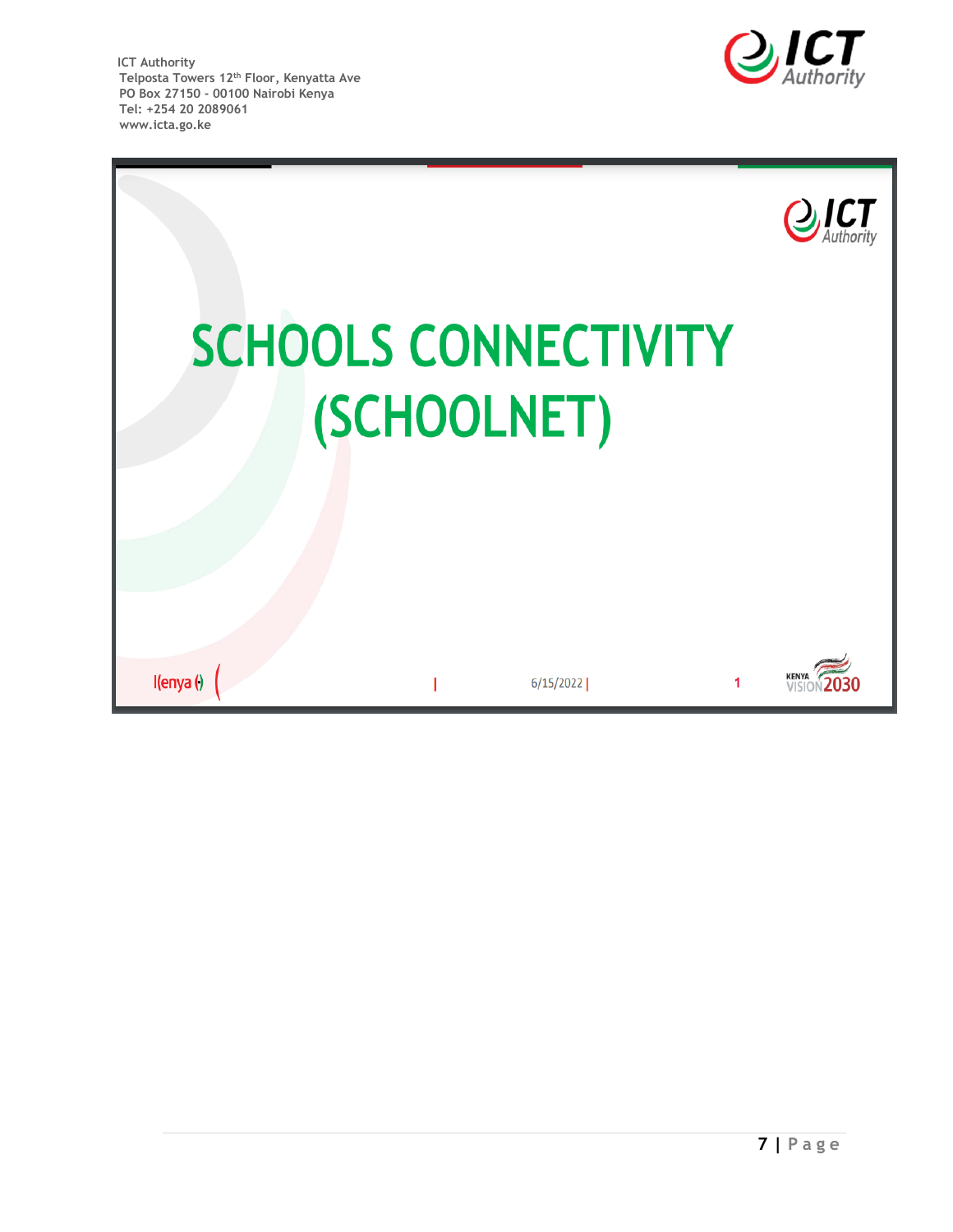ICT Authority
Telposta Towers 12th Floor, Kenyatta Ave
PO Box 27150 - 00100 Nairobi Kenya
Tel: +254 20 2089061
www.icta.go.ke

# SCHOOLS CONNECTIVITY (SCHOOLNET)

6/15/2022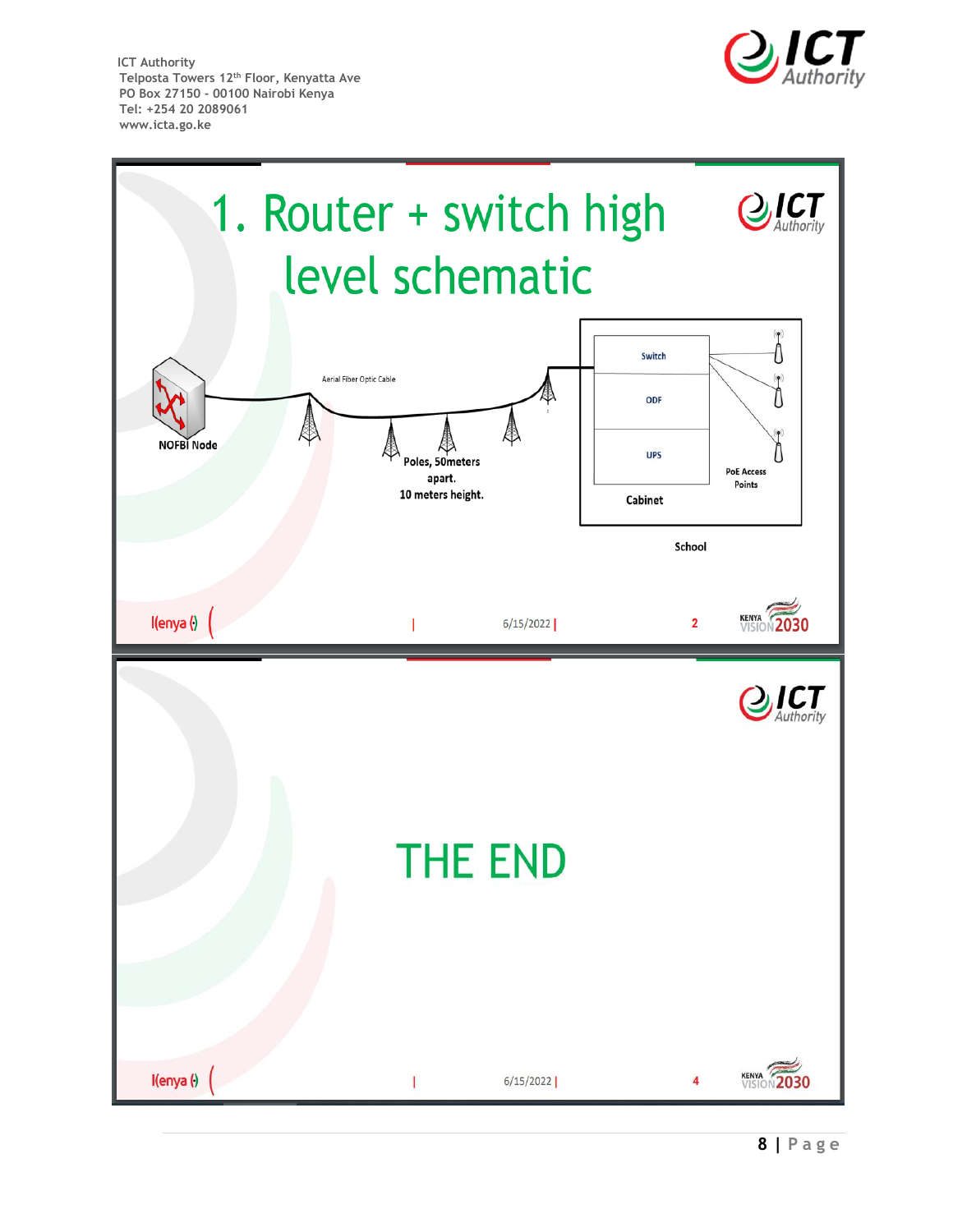# 1. Router + switch high level schematic

NOFBI Node

Aerial Fiber Optic Cable

Poles, 50meters apart.
10 meters height.

Switch

ODF

UPS

Cabinet

PoE Access Points

School

6/15/2022

# THE END

6/15/2022